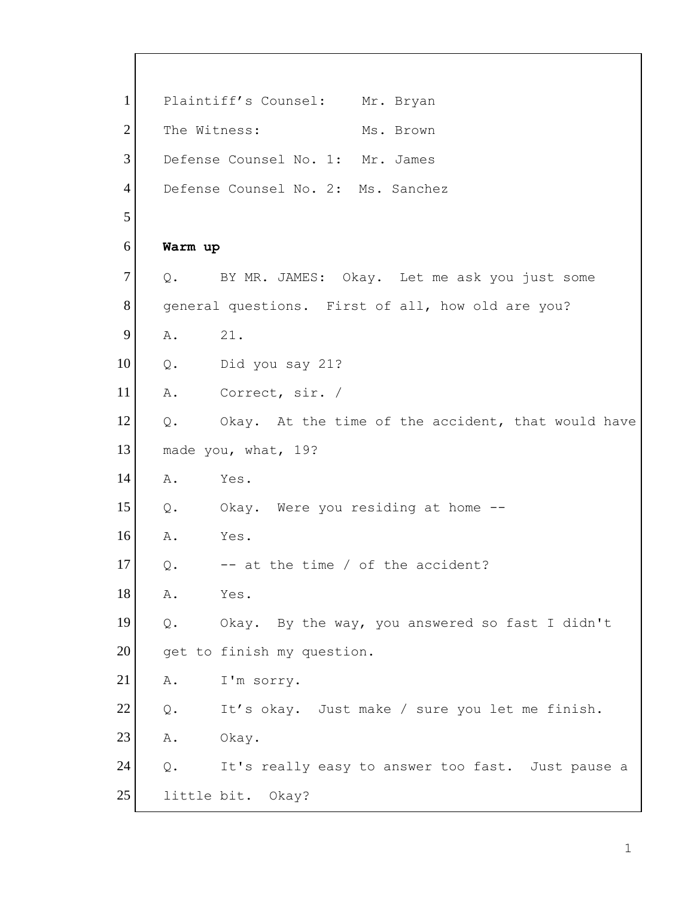Plaintiff's Counsel: Mr. Bryan

The Witness: Ms. Brown

Defense Counsel No. 1: Mr. James

Defense Counsel No. 2: Ms. Sanchez

**Warm up**

Q. BY MR. JAMES: Okay. Let me ask you just some general questions. First of all, how old are you?

A. 21.

Q. Did you say 21?

A. Correct, sir. /

Q. Okay. At the time of the accident, that would have made you, what, 19?

A. Yes.

Q. Okay. Were you residing at home --

A. Yes.

Q. -- at the time / of the accident?

A. Yes.

Q. Okay. By the way, you answered so fast I didn't get to finish my question.

A. I'm sorry.

Q. It's okay. Just make / sure you let me finish.

A. Okay.

Q. It's really easy to answer too fast. Just pause a little bit. Okay?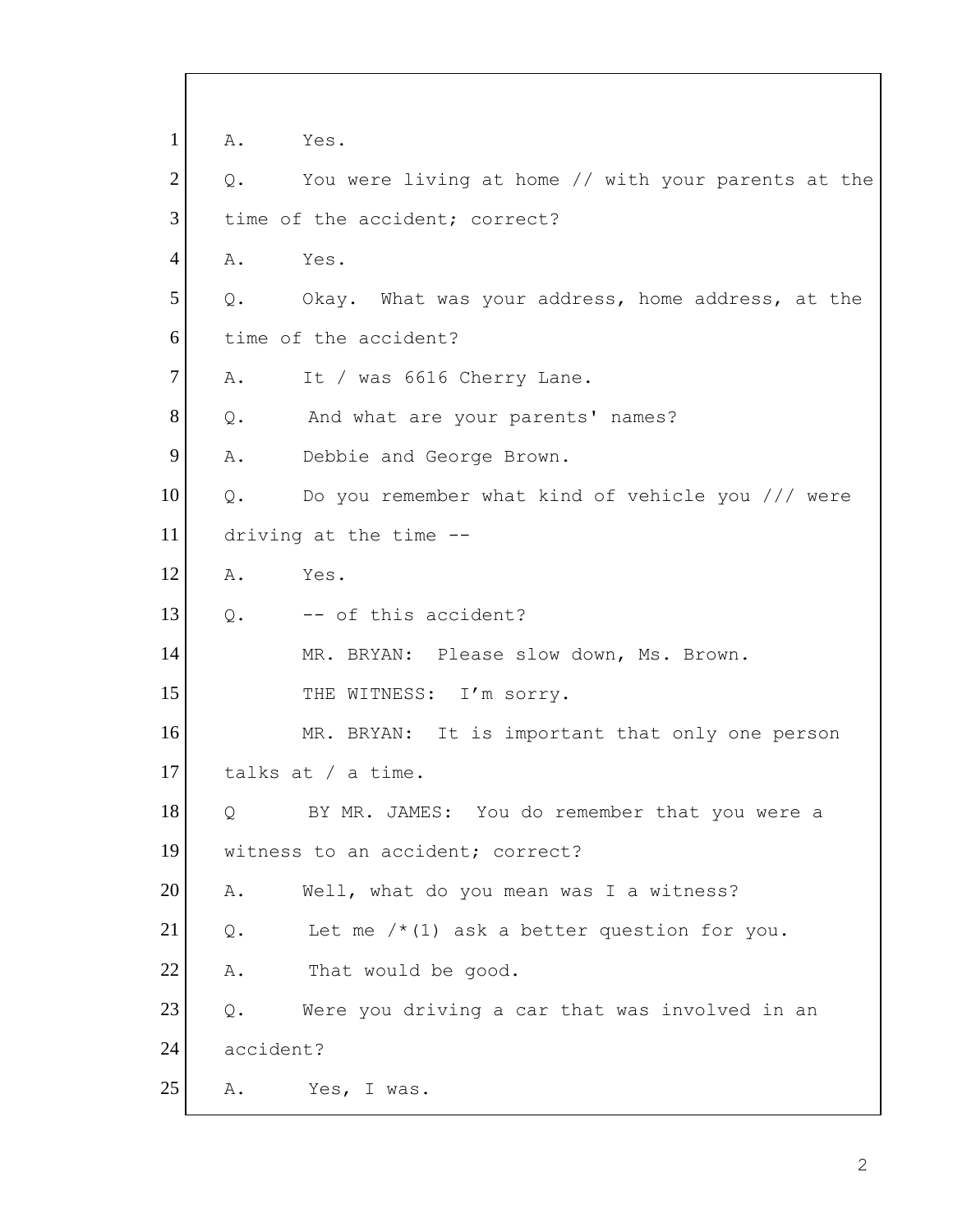1 A. Yes.

2 Q. You were living at home // with your parents at the

3 time of the accident; correct?

4 A. Yes.

5 Q. Okay. What was your address, home address, at the

6 time of the accident?

7 A. It / was 6616 Cherry Lane.

8 Q. And what are your parents' names?

9 A. Debbie and George Brown.

10 Q. Do you remember what kind of vehicle you /// were

11 driving at the time --

12 A. Yes.

13 Q. -- of this accident?

14 MR. BRYAN: Please slow down, Ms. Brown.

15 THE WITNESS: I'm sorry.

16 MR. BRYAN: It is important that only one person

17 talks at / a time.

18 Q BY MR. JAMES: You do remember that you were a

19 witness to an accident; correct?

20 A. Well, what do you mean was I a witness?

21 Q. Let me /*(1) ask a better question for you.

22 A. That would be good.

23 Q. Were you driving a car that was involved in an

24 accident?

25 A. Yes, I was.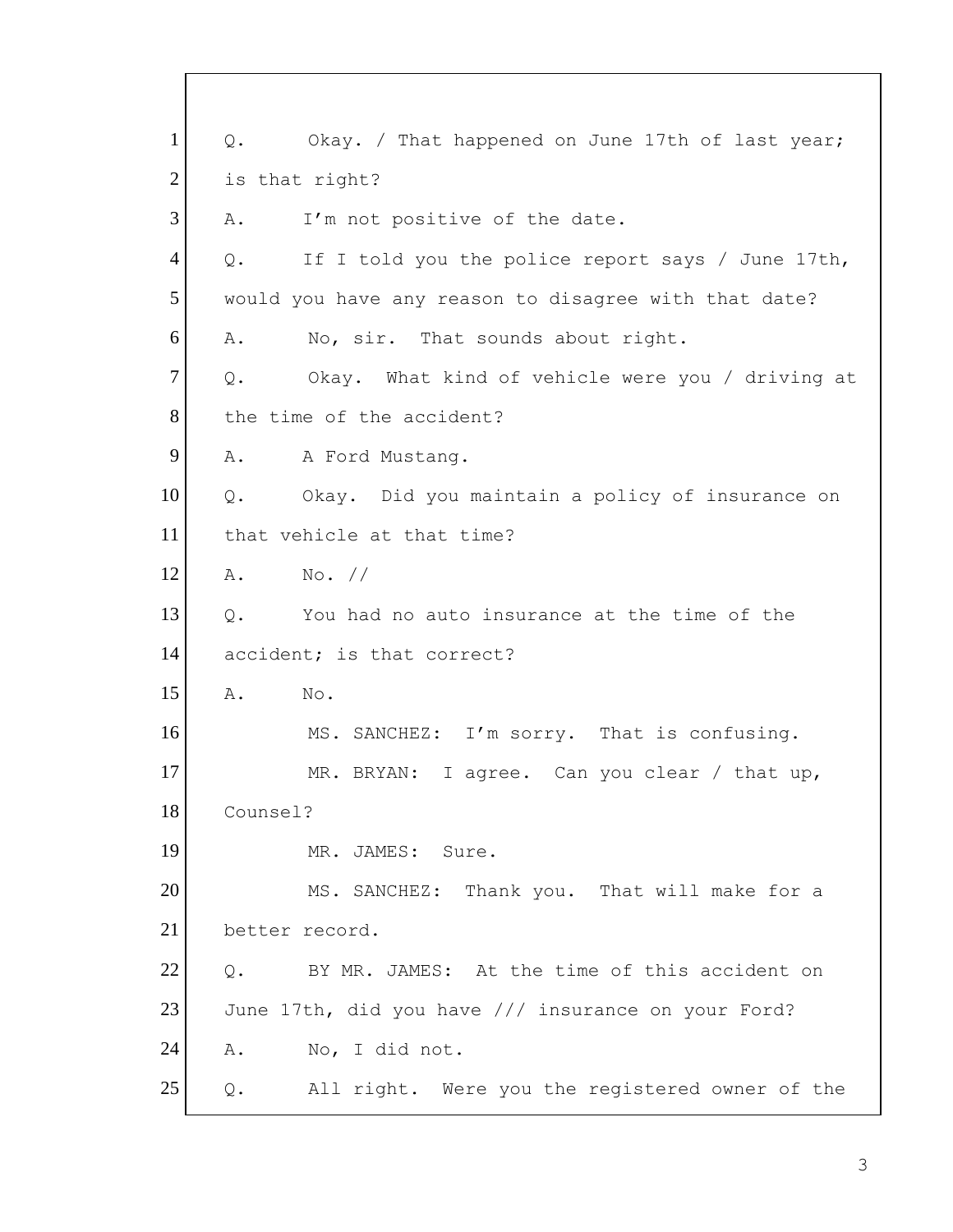1 Q. Okay. / That happened on June 17th of last year;
2 is that right?
3 A. I'm not positive of the date.
4 Q. If I told you the police report says / June 17th,
5 would you have any reason to disagree with that date?
6 A. No, sir. That sounds about right.
7 Q. Okay. What kind of vehicle were you / driving at
8 the time of the accident?
9 A. A Ford Mustang.
10 Q. Okay. Did you maintain a policy of insurance on
11 that vehicle at that time?
12 A. No. //
13 Q. You had no auto insurance at the time of the
14 accident; is that correct?
15 A. No.
16 MS. SANCHEZ: I'm sorry. That is confusing.
17 MR. BRYAN: I agree. Can you clear / that up,
18 Counsel?
19 MR. JAMES: Sure.
20 MS. SANCHEZ: Thank you. That will make for a
21 better record.
22 Q. BY MR. JAMES: At the time of this accident on
23 June 17th, did you have /// insurance on your Ford?
24 A. No, I did not.
25 Q. All right. Were you the registered owner of the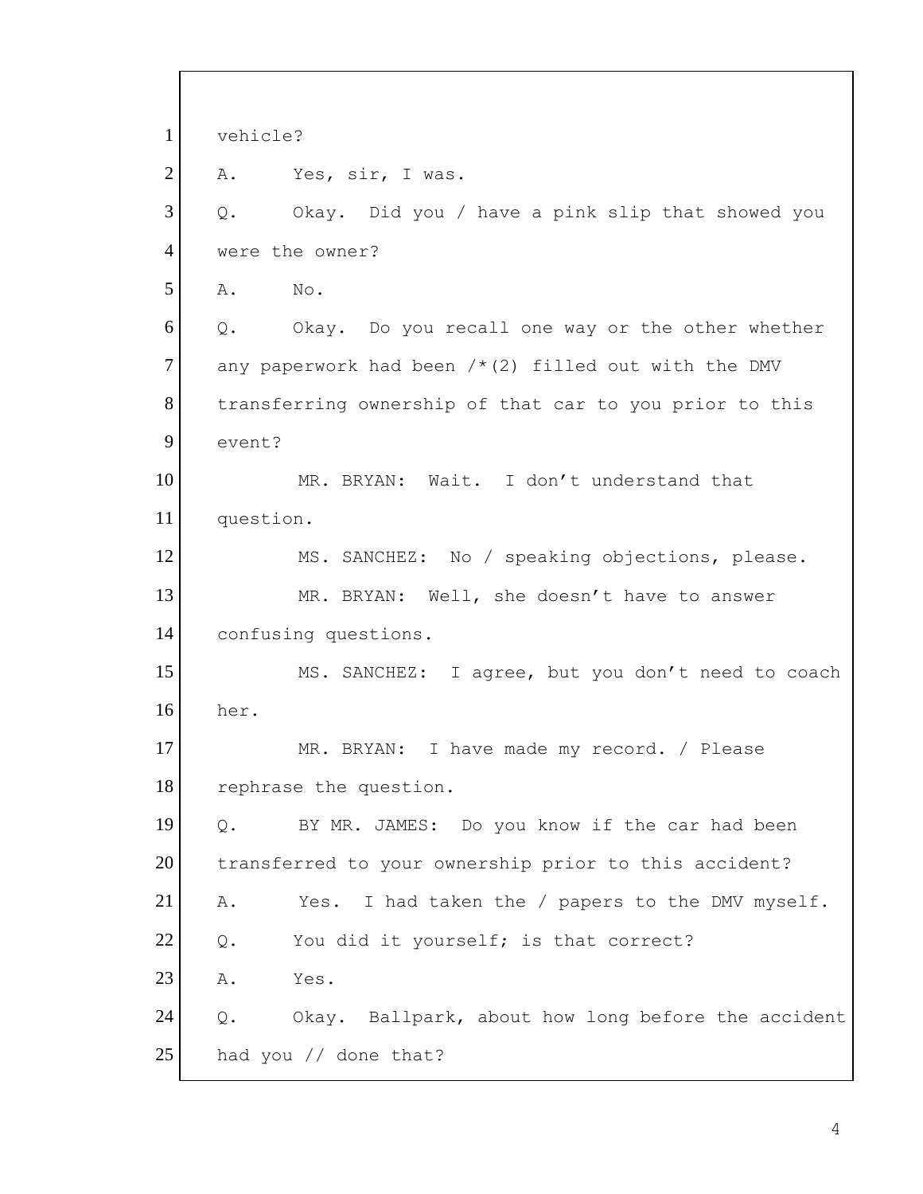1 vehicle?

2 A. Yes, sir, I was.

3 Q. Okay. Did you / have a pink slip that showed you

4 were the owner?

5 A. No.

6 Q. Okay. Do you recall one way or the other whether

7 any paperwork had been /*(2) filled out with the DMV

8 transferring ownership of that car to you prior to this

9 event?

10 MR. BRYAN: Wait. I don't understand that

11 question.

12 MS. SANCHEZ: No / speaking objections, please.

13 MR. BRYAN: Well, she doesn't have to answer

14 confusing questions.

15 MS. SANCHEZ: I agree, but you don't need to coach

16 her.

17 MR. BRYAN: I have made my record. / Please

18 rephrase the question.

19 Q. BY MR. JAMES: Do you know if the car had been

20 transferred to your ownership prior to this accident?

21 A. Yes. I had taken the / papers to the DMV myself.

22 Q. You did it yourself; is that correct?

23 A. Yes.

24 Q. Okay. Ballpark, about how long before the accident

25 had you // done that?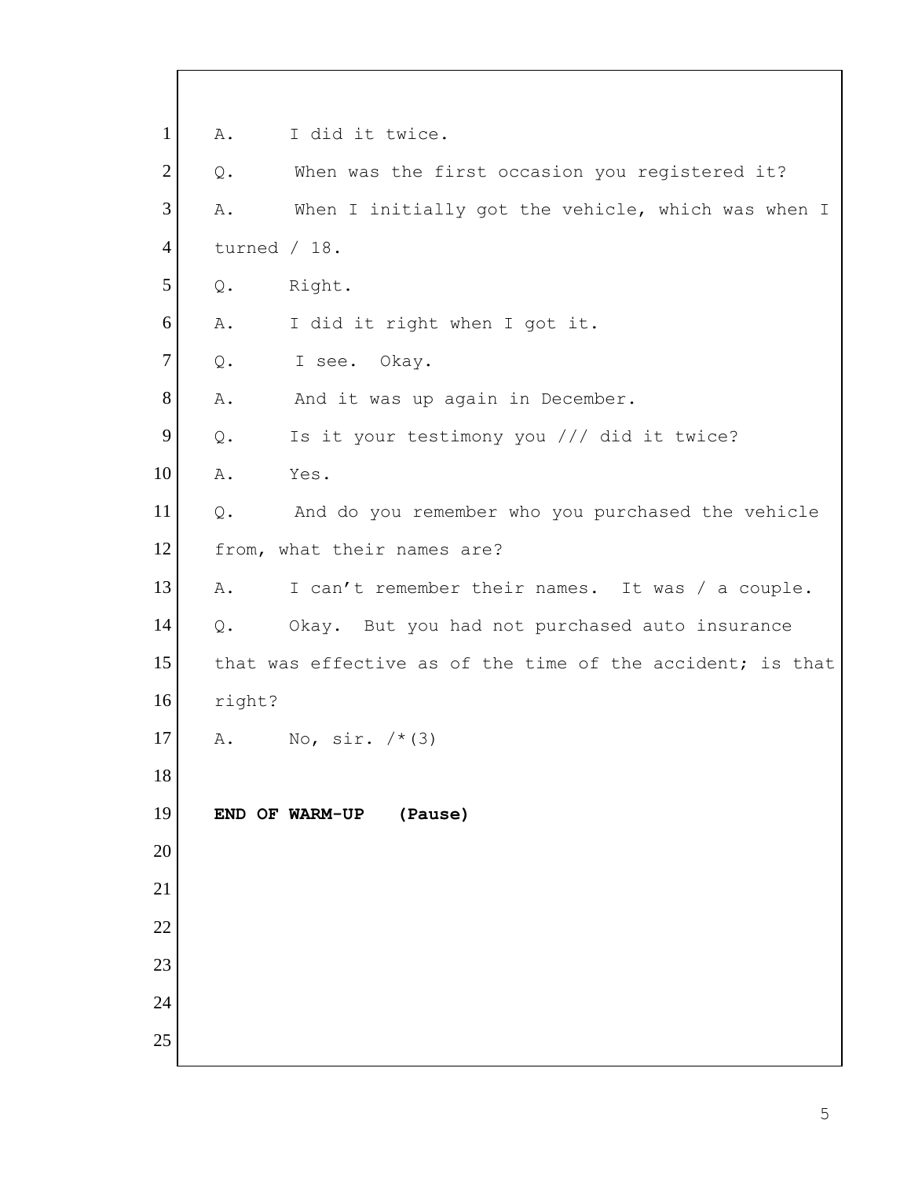1 A. I did it twice.

2 Q. When was the first occasion you registered it?

3 A. When I initially got the vehicle, which was when I

4 turned / 18.

5 Q. Right.

6 A. I did it right when I got it.

7 Q. I see. Okay.

8 A. And it was up again in December.

9 Q. Is it your testimony you /// did it twice?

10 A. Yes.

11 Q. And do you remember who you purchased the vehicle

12 from, what their names are?

13 A. I can't remember their names. It was / a couple.

14 Q. Okay. But you had not purchased auto insurance

15 that was effective as of the time of the accident; is that

16 right?

17 A. No, sir. /*(3)

18

19 **END OF WARM-UP (Pause)**

20

21

22

23

24

25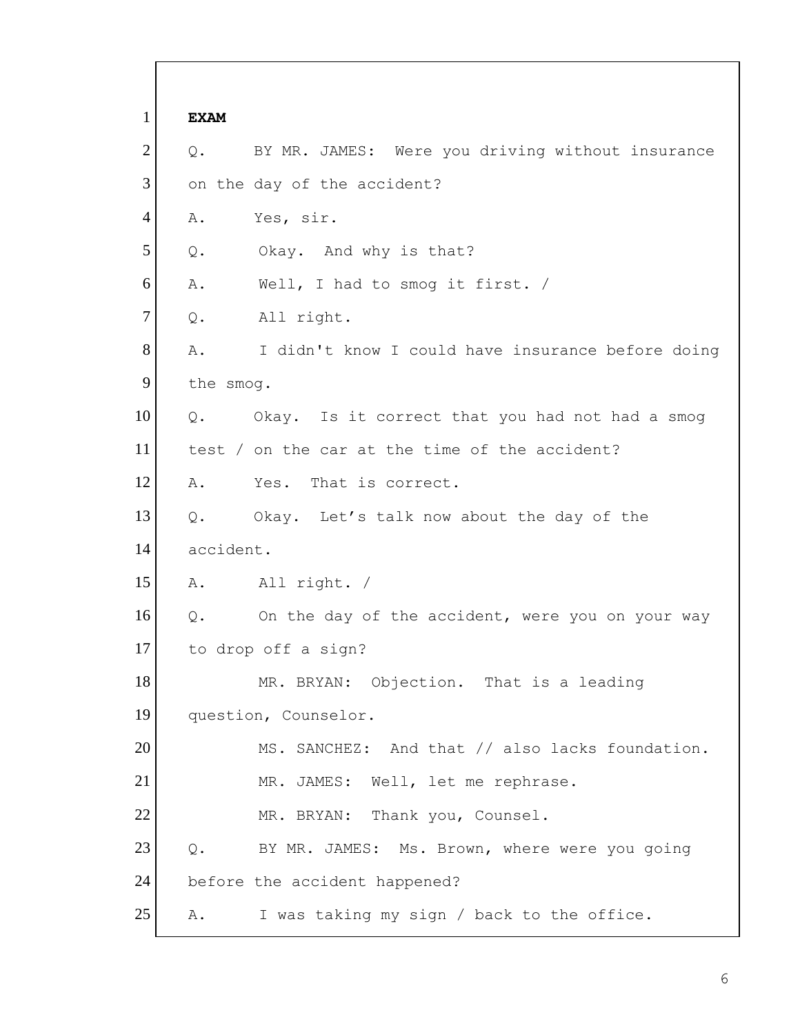**EXAM**

Q. BY MR. JAMES: Were you driving without insurance on the day of the accident?

A. Yes, sir.

Q. Okay. And why is that?

A. Well, I had to smog it first. /

Q. All right.

A. I didn't know I could have insurance before doing the smog.

Q. Okay. Is it correct that you had not had a smog test / on the car at the time of the accident?

A. Yes. That is correct.

Q. Okay. Let's talk now about the day of the accident.

A. All right. /

Q. On the day of the accident, were you on your way to drop off a sign?

MR. BRYAN: Objection. That is a leading question, Counselor.

MS. SANCHEZ: And that // also lacks foundation.

MR. JAMES: Well, let me rephrase.

MR. BRYAN: Thank you, Counsel.

Q. BY MR. JAMES: Ms. Brown, where were you going before the accident happened?

A. I was taking my sign / back to the office.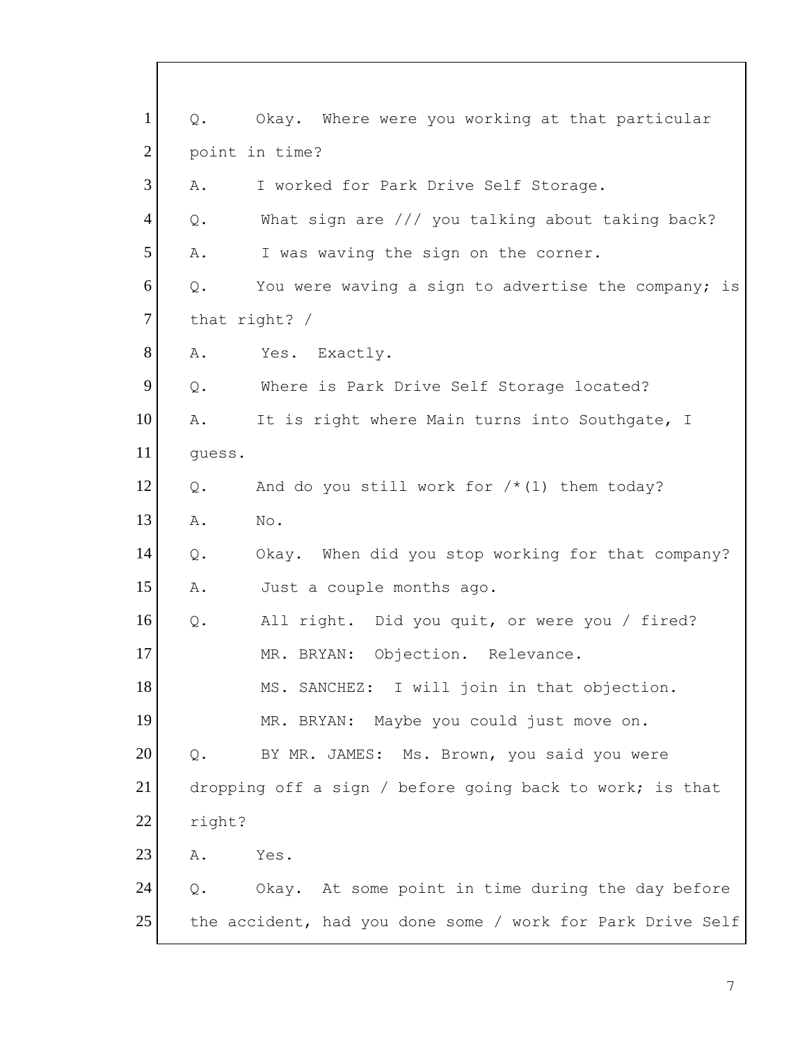1 Q. Okay. Where were you working at that particular
2 point in time?
3 A. I worked for Park Drive Self Storage.
4 Q. What sign are /// you talking about taking back?
5 A. I was waving the sign on the corner.
6 Q. You were waving a sign to advertise the company; is
7 that right? /
8 A. Yes. Exactly.
9 Q. Where is Park Drive Self Storage located?
10 A. It is right where Main turns into Southgate, I
11 guess.
12 Q. And do you still work for /*(1) them today?
13 A. No.
14 Q. Okay. When did you stop working for that company?
15 A. Just a couple months ago.
16 Q. All right. Did you quit, or were you / fired?
17 MR. BRYAN: Objection. Relevance.
18 MS. SANCHEZ: I will join in that objection.
19 MR. BRYAN: Maybe you could just move on.
20 Q. BY MR. JAMES: Ms. Brown, you said you were
21 dropping off a sign / before going back to work; is that
22 right?
23 A. Yes.
24 Q. Okay. At some point in time during the day before
25 the accident, had you done some / work for Park Drive Self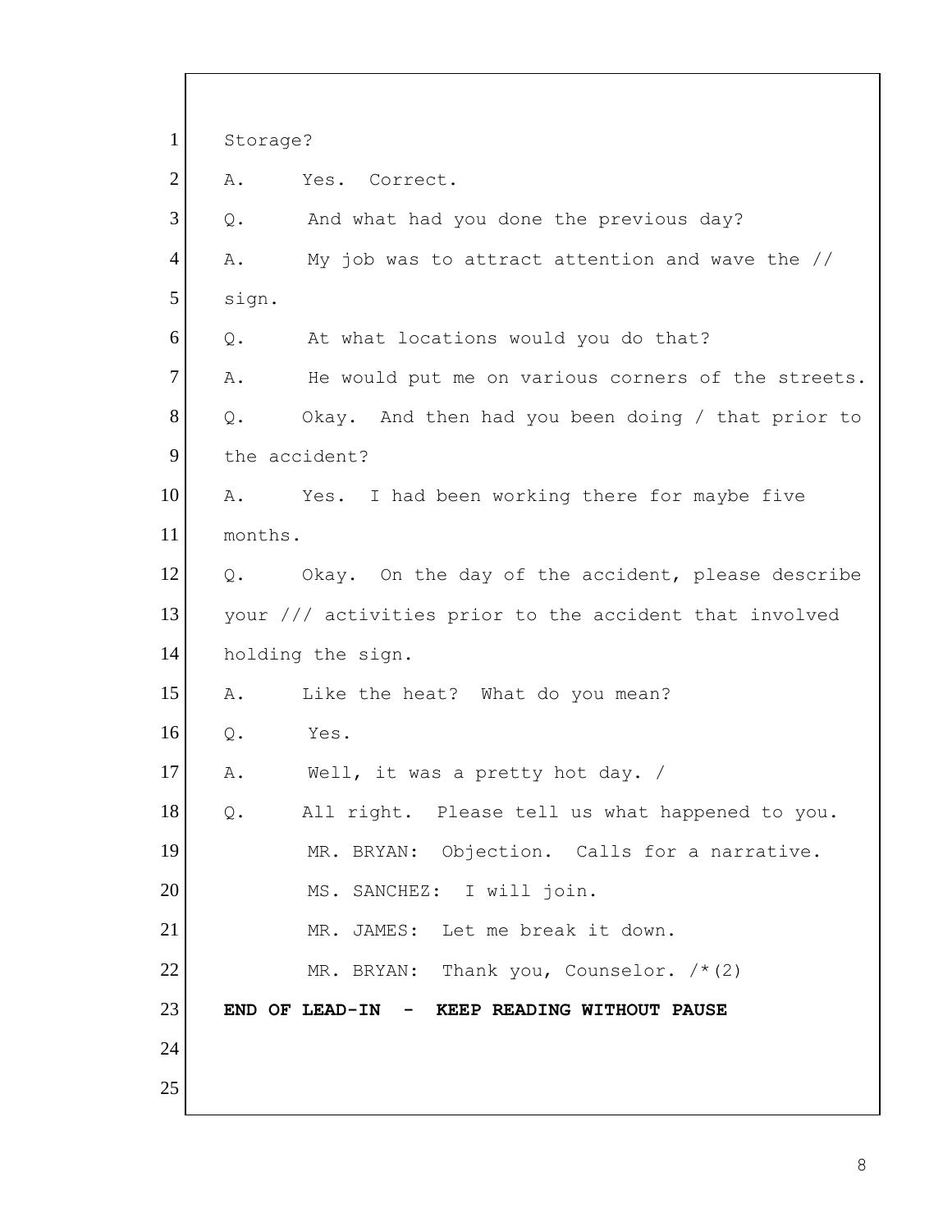Storage?

A. Yes. Correct.

Q. And what had you done the previous day?

A. My job was to attract attention and wave the // sign.

Q. At what locations would you do that?

A. He would put me on various corners of the streets.

Q. Okay. And then had you been doing / that prior to the accident?

A. Yes. I had been working there for maybe five months.

Q. Okay. On the day of the accident, please describe your /// activities prior to the accident that involved holding the sign.

A. Like the heat? What do you mean?

Q. Yes.

A. Well, it was a pretty hot day. /

Q. All right. Please tell us what happened to you.

MR. BRYAN: Objection. Calls for a narrative.

MS. SANCHEZ: I will join.

MR. JAMES: Let me break it down.

MR. BRYAN: Thank you, Counselor. /*(2)

**END OF LEAD-IN - KEEP READING WITHOUT PAUSE**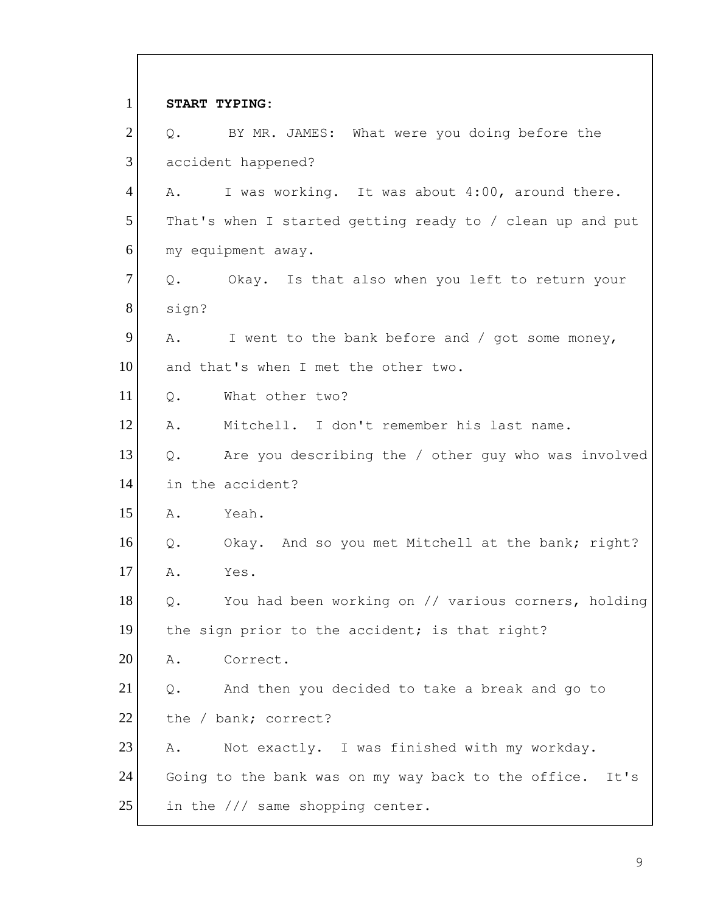1 **START TYPING:**

2 Q.     BY MR. JAMES:  What were you doing before the

3 accident happened?

4 A.     I was working.  It was about 4:00, around there.

5 That's when I started getting ready to / clean up and put

6 my equipment away.

7 Q.     Okay.  Is that also when you left to return your

8 sign?

9 A.     I went to the bank before and / got some money,

10 and that's when I met the other two.

11 Q.     What other two?

12 A.     Mitchell.  I don't remember his last name.

13 Q.     Are you describing the / other guy who was involved

14 in the accident?

15 A.     Yeah.

16 Q.     Okay.  And so you met Mitchell at the bank; right?

17 A.     Yes.

18 Q.     You had been working on // various corners, holding

19 the sign prior to the accident; is that right?

20 A.     Correct.

21 Q.     And then you decided to take a break and go to

22 the / bank; correct?

23 A.     Not exactly.  I was finished with my workday.

24 Going to the bank was on my way back to the office.  It's

25 in the /// same shopping center.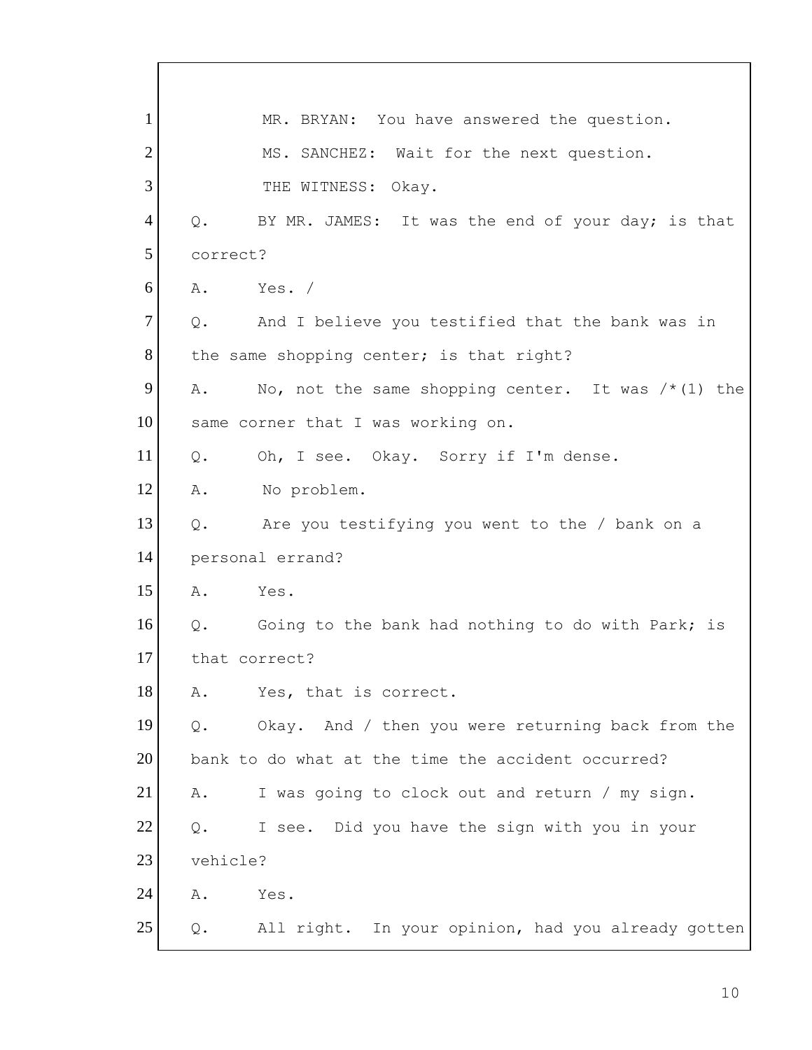1 MR. BRYAN: You have answered the question.

2 MS. SANCHEZ: Wait for the next question.

3 THE WITNESS: Okay.

4 Q. BY MR. JAMES: It was the end of your day; is that

5 correct?

6 A. Yes. /

7 Q. And I believe you testified that the bank was in

8 the same shopping center; is that right?

9 A. No, not the same shopping center. It was /*(1) the

10 same corner that I was working on.

11 Q. Oh, I see. Okay. Sorry if I'm dense.

12 A. No problem.

13 Q. Are you testifying you went to the / bank on a

14 personal errand?

15 A. Yes.

16 Q. Going to the bank had nothing to do with Park; is

17 that correct?

18 A. Yes, that is correct.

19 Q. Okay. And / then you were returning back from the

20 bank to do what at the time the accident occurred?

21 A. I was going to clock out and return / my sign.

22 Q. I see. Did you have the sign with you in your

23 vehicle?

24 A. Yes.

25 Q. All right. In your opinion, had you already gotten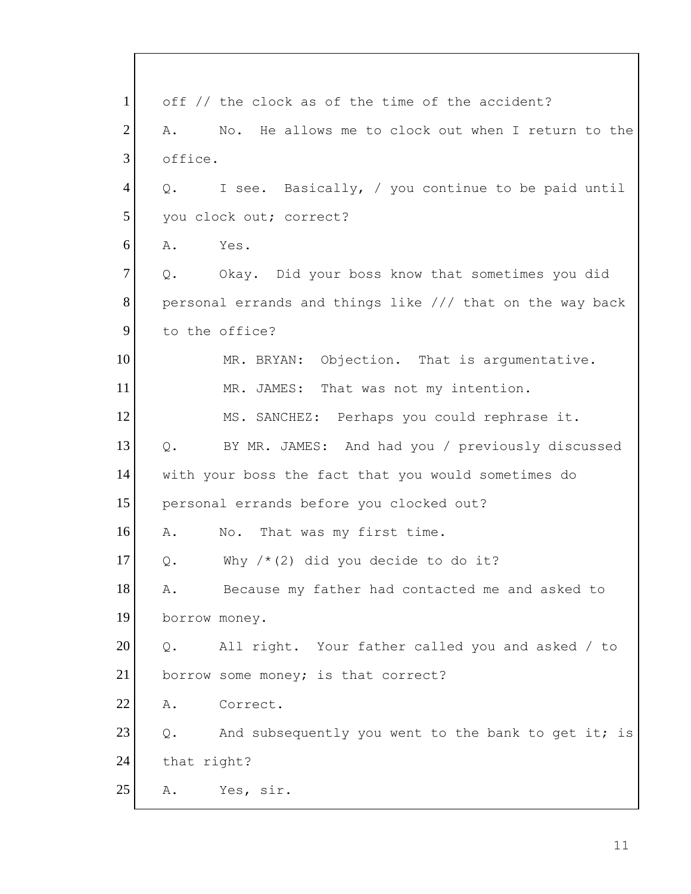1 off // the clock as of the time of the accident?

2 A. No. He allows me to clock out when I return to the

3 office.

4 Q. I see. Basically, / you continue to be paid until

5 you clock out; correct?

6 A. Yes.

7 Q. Okay. Did your boss know that sometimes you did

8 personal errands and things like /// that on the way back

9 to the office?

10 MR. BRYAN: Objection. That is argumentative.

11 MR. JAMES: That was not my intention.

12 MS. SANCHEZ: Perhaps you could rephrase it.

13 Q. BY MR. JAMES: And had you / previously discussed

14 with your boss the fact that you would sometimes do

15 personal errands before you clocked out?

16 A. No. That was my first time.

17 Q. Why /*(2) did you decide to do it?

18 A. Because my father had contacted me and asked to

19 borrow money.

20 Q. All right. Your father called you and asked / to

21 borrow some money; is that correct?

22 A. Correct.

23 Q. And subsequently you went to the bank to get it; is

24 that right?

25 A. Yes, sir.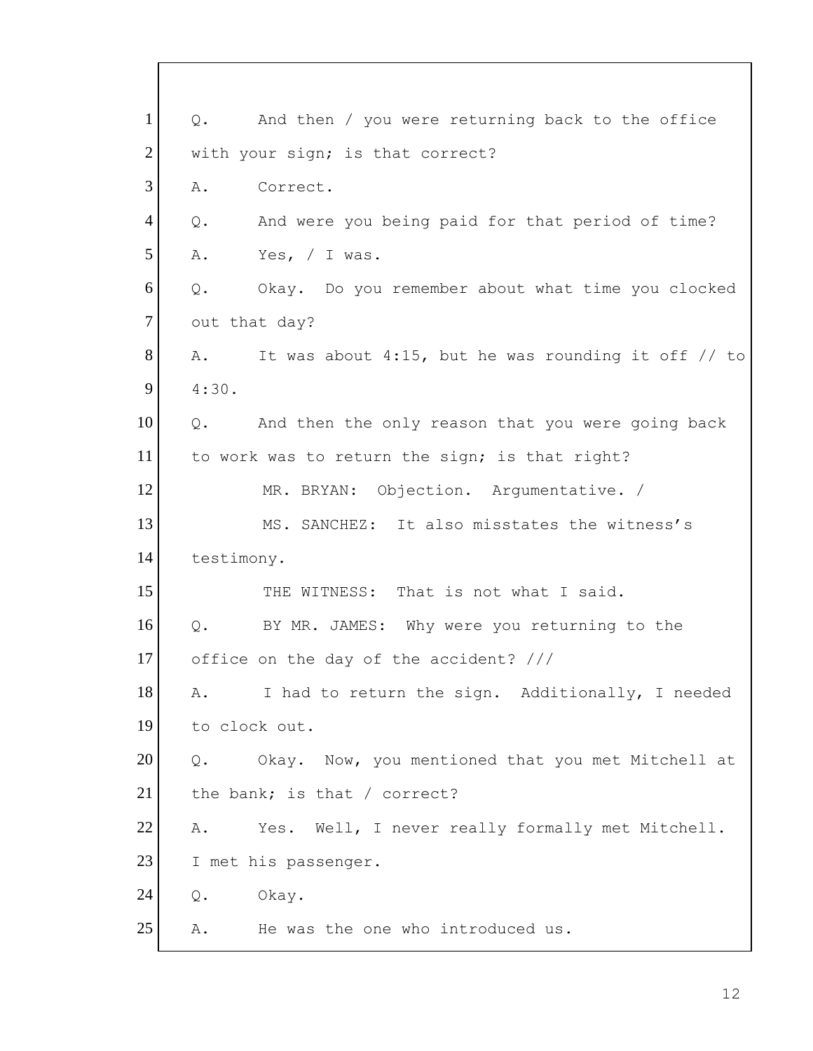1 Q. And then / you were returning back to the office
2 with your sign; is that correct?
3 A. Correct.
4 Q. And were you being paid for that period of time?
5 A. Yes, / I was.
6 Q. Okay. Do you remember about what time you clocked
7 out that day?
8 A. It was about 4:15, but he was rounding it off // to
9 4:30.
10 Q. And then the only reason that you were going back
11 to work was to return the sign; is that right?
12 MR. BRYAN: Objection. Argumentative. /
13 MS. SANCHEZ: It also misstates the witness's
14 testimony.
15 THE WITNESS: That is not what I said.
16 Q. BY MR. JAMES: Why were you returning to the
17 office on the day of the accident? ///
18 A. I had to return the sign. Additionally, I needed
19 to clock out.
20 Q. Okay. Now, you mentioned that you met Mitchell at
21 the bank; is that / correct?
22 A. Yes. Well, I never really formally met Mitchell.
23 I met his passenger.
24 Q. Okay.
25 A. He was the one who introduced us.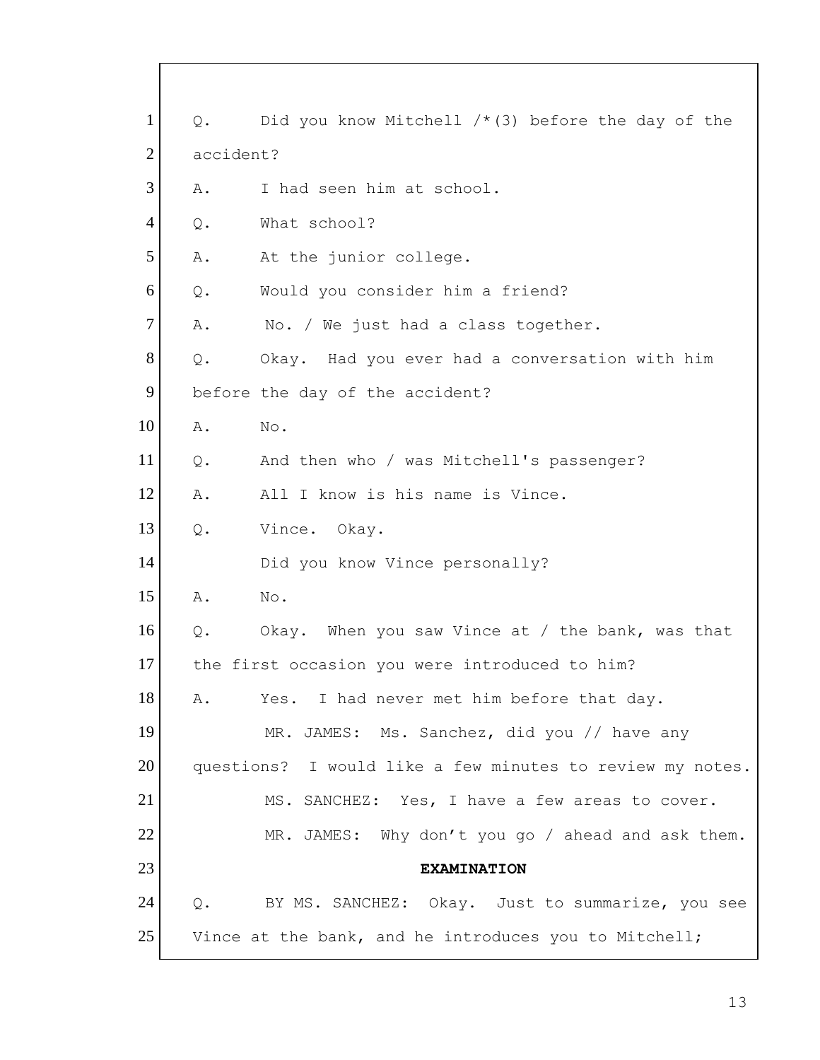1 Q. Did you know Mitchell /*(3) before the day of the
2 accident?
3 A. I had seen him at school.
4 Q. What school?
5 A. At the junior college.
6 Q. Would you consider him a friend?
7 A. No. / We just had a class together.
8 Q. Okay. Had you ever had a conversation with him
9 before the day of the accident?
10 A. No.
11 Q. And then who / was Mitchell's passenger?
12 A. All I know is his name is Vince.
13 Q. Vince. Okay.
14 Did you know Vince personally?
15 A. No.
16 Q. Okay. When you saw Vince at / the bank, was that
17 the first occasion you were introduced to him?
18 A. Yes. I had never met him before that day.
19 MR. JAMES: Ms. Sanchez, did you // have any
20 questions? I would like a few minutes to review my notes.
21 MS. SANCHEZ: Yes, I have a few areas to cover.
22 MR. JAMES: Why don't you go / ahead and ask them.
23 **EXAMINATION**
24 Q. BY MS. SANCHEZ: Okay. Just to summarize, you see
25 Vince at the bank, and he introduces you to Mitchell;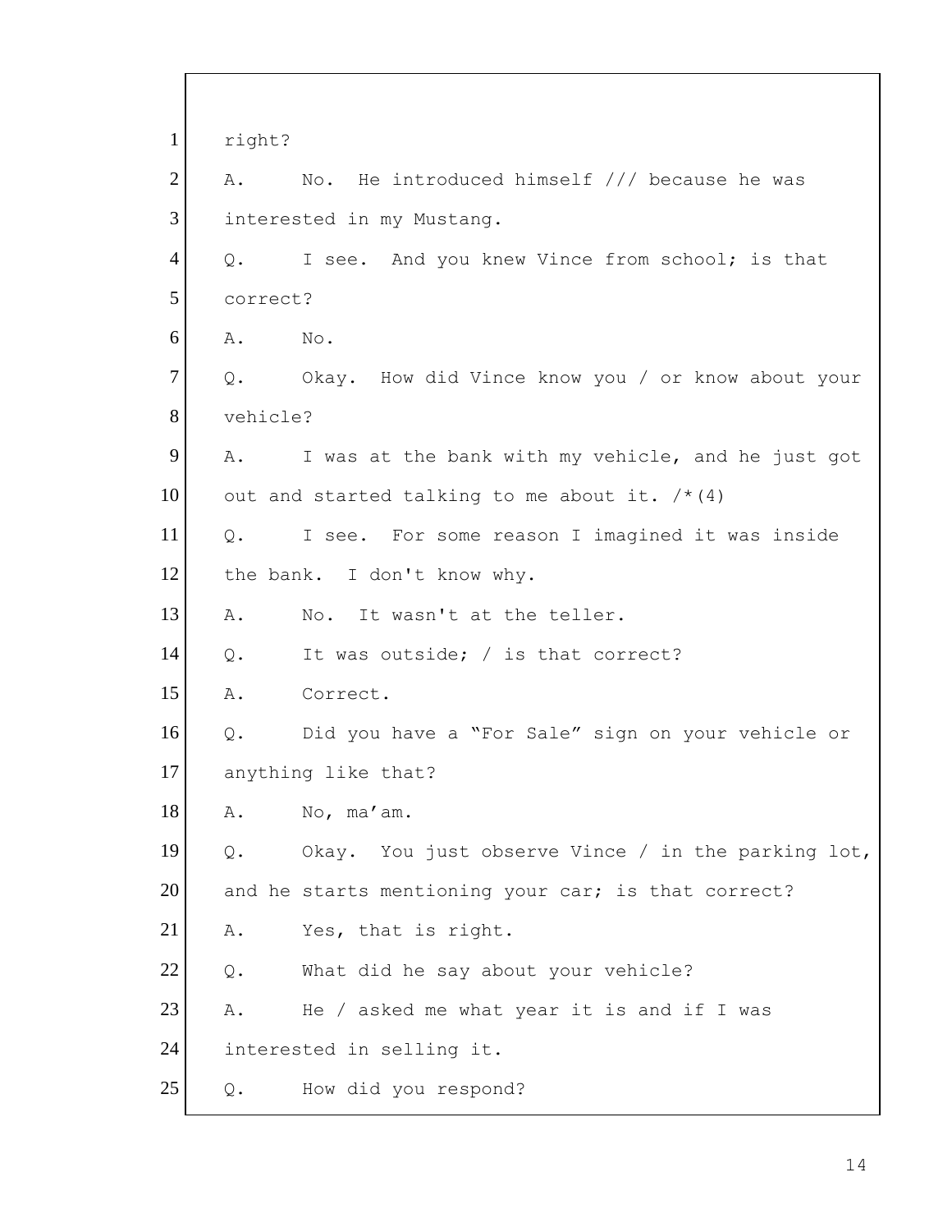1 right?

2 A. No. He introduced himself /// because he was

3 interested in my Mustang.

4 Q. I see. And you knew Vince from school; is that

5 correct?

6 A. No.

7 Q. Okay. How did Vince know you / or know about your

8 vehicle?

9 A. I was at the bank with my vehicle, and he just got

10 out and started talking to me about it. /*(4)

11 Q. I see. For some reason I imagined it was inside

12 the bank. I don't know why.

13 A. No. It wasn't at the teller.

14 Q. It was outside; / is that correct?

15 A. Correct.

16 Q. Did you have a "For Sale" sign on your vehicle or

17 anything like that?

18 A. No, ma'am.

19 Q. Okay. You just observe Vince / in the parking lot,

20 and he starts mentioning your car; is that correct?

21 A. Yes, that is right.

22 Q. What did he say about your vehicle?

23 A. He / asked me what year it is and if I was

24 interested in selling it.

25 Q. How did you respond?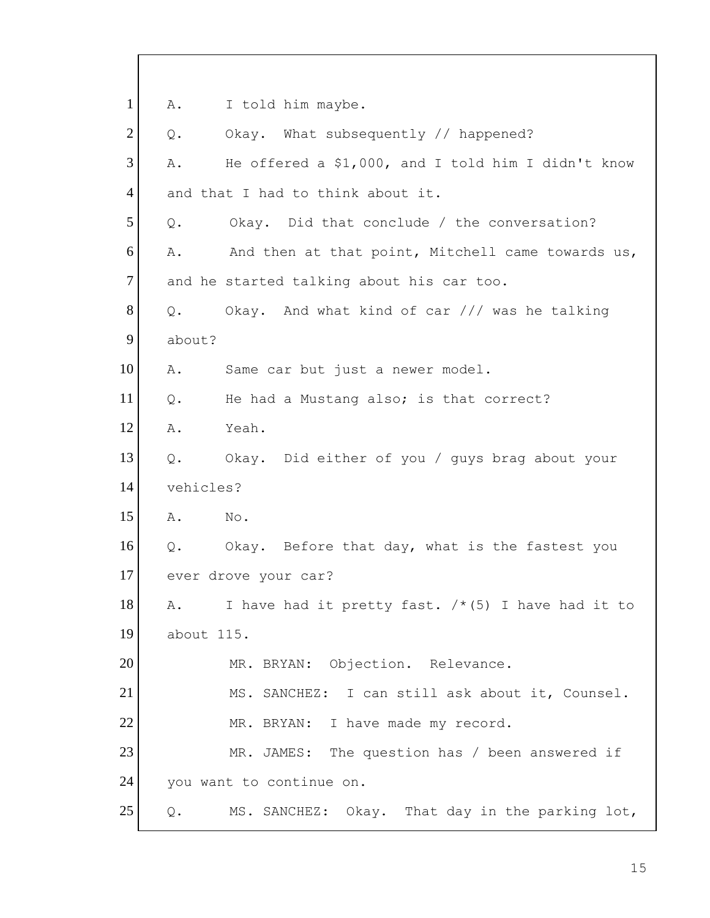1 A. I told him maybe.

2 Q. Okay. What subsequently // happened?

3 A. He offered a $1,000, and I told him I didn't know

4 and that I had to think about it.

5 Q. Okay. Did that conclude / the conversation?

6 A. And then at that point, Mitchell came towards us,

7 and he started talking about his car too.

8 Q. Okay. And what kind of car /// was he talking

9 about?

10 A. Same car but just a newer model.

11 Q. He had a Mustang also; is that correct?

12 A. Yeah.

13 Q. Okay. Did either of you / guys brag about your

14 vehicles?

15 A. No.

16 Q. Okay. Before that day, what is the fastest you

17 ever drove your car?

18 A. I have had it pretty fast. /*(5) I have had it to

19 about 115.

20 MR. BRYAN: Objection. Relevance.

21 MS. SANCHEZ: I can still ask about it, Counsel.

22 MR. BRYAN: I have made my record.

23 MR. JAMES: The question has / been answered if

24 you want to continue on.

25 Q. MS. SANCHEZ: Okay. That day in the parking lot,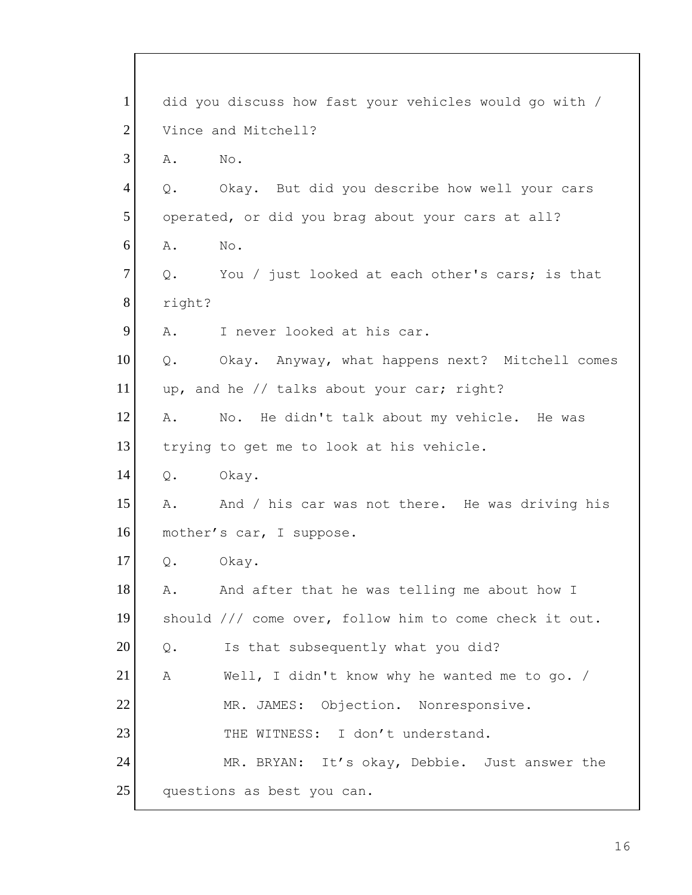1 did you discuss how fast your vehicles would go with /
2 Vince and Mitchell?
3 A. No.
4 Q. Okay. But did you describe how well your cars
5 operated, or did you brag about your cars at all?
6 A. No.
7 Q. You / just looked at each other's cars; is that
8 right?
9 A. I never looked at his car.
10 Q. Okay. Anyway, what happens next? Mitchell comes
11 up, and he // talks about your car; right?
12 A. No. He didn't talk about my vehicle. He was
13 trying to get me to look at his vehicle.
14 Q. Okay.
15 A. And / his car was not there. He was driving his
16 mother’s car, I suppose.
17 Q. Okay.
18 A. And after that he was telling me about how I
19 should /// come over, follow him to come check it out.
20 Q. Is that subsequently what you did?
21 A Well, I didn't know why he wanted me to go. /
22 MR. JAMES: Objection. Nonresponsive.
23 THE WITNESS: I don’t understand.
24 MR. BRYAN: It’s okay, Debbie. Just answer the
25 questions as best you can.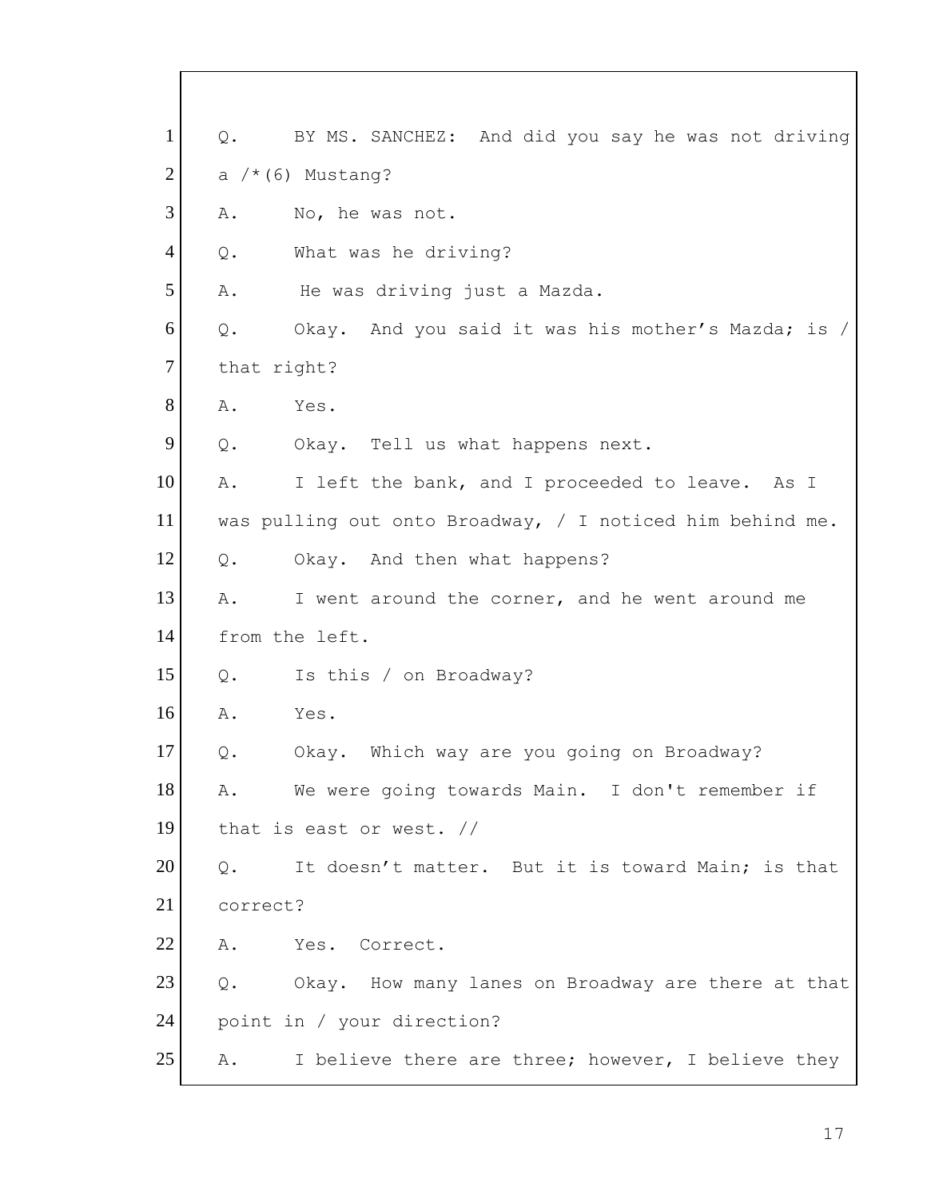1 Q. BY MS. SANCHEZ: And did you say he was not driving
2 a /*(6) Mustang?
3 A. No, he was not.
4 Q. What was he driving?
5 A. He was driving just a Mazda.
6 Q. Okay. And you said it was his mother's Mazda; is /
7 that right?
8 A. Yes.
9 Q. Okay. Tell us what happens next.
10 A. I left the bank, and I proceeded to leave. As I
11 was pulling out onto Broadway, / I noticed him behind me.
12 Q. Okay. And then what happens?
13 A. I went around the corner, and he went around me
14 from the left.
15 Q. Is this / on Broadway?
16 A. Yes.
17 Q. Okay. Which way are you going on Broadway?
18 A. We were going towards Main. I don't remember if
19 that is east or west. //
20 Q. It doesn't matter. But it is toward Main; is that
21 correct?
22 A. Yes. Correct.
23 Q. Okay. How many lanes on Broadway are there at that
24 point in / your direction?
25 A. I believe there are three; however, I believe they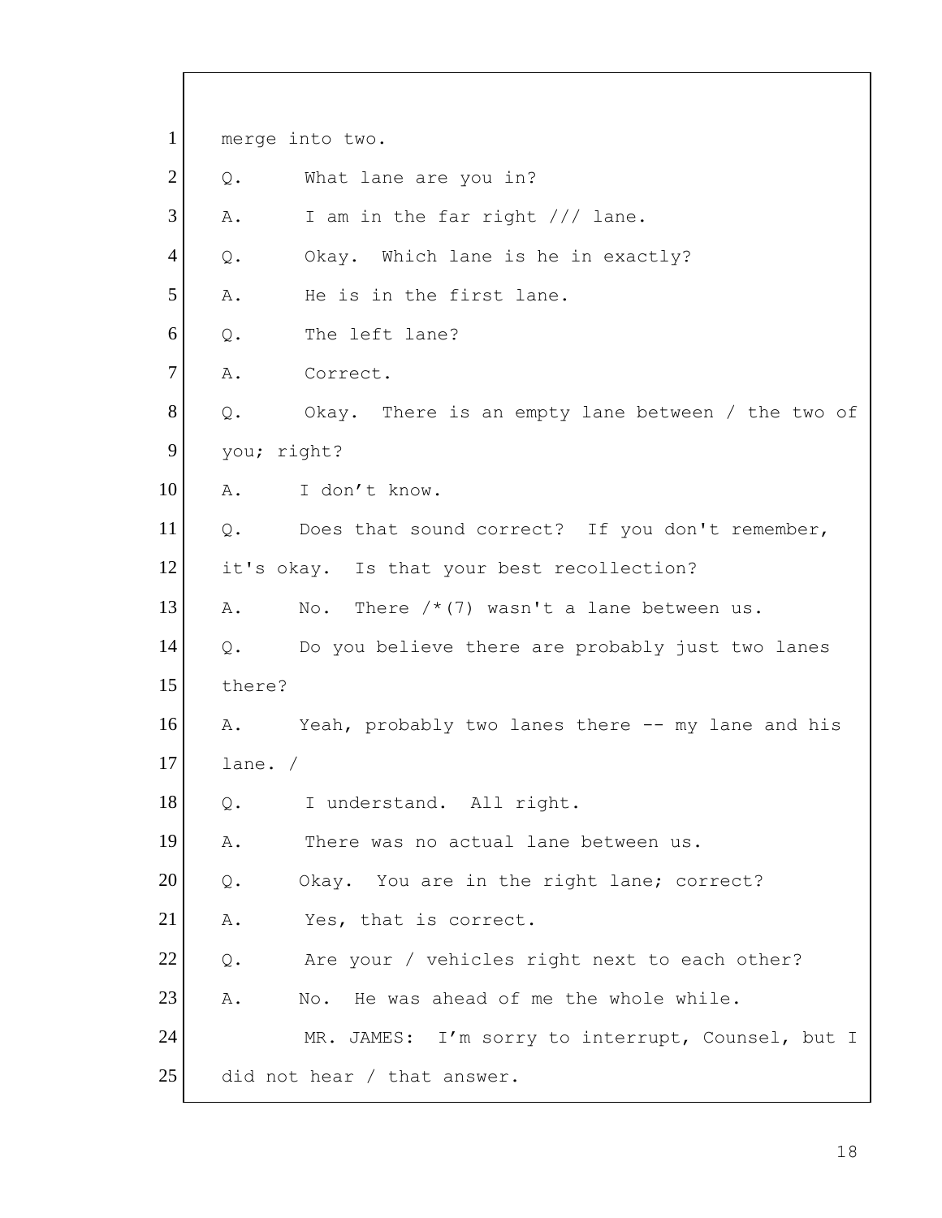1 merge into two.

2 Q. What lane are you in?

3 A. I am in the far right /// lane.

4 Q. Okay. Which lane is he in exactly?

5 A. He is in the first lane.

6 Q. The left lane?

7 A. Correct.

8 Q. Okay. There is an empty lane between / the two of

9 you; right?

10 A. I don't know.

11 Q. Does that sound correct? If you don't remember,

12 it's okay. Is that your best recollection?

13 A. No. There /*(7) wasn't a lane between us.

14 Q. Do you believe there are probably just two lanes

15 there?

16 A. Yeah, probably two lanes there -- my lane and his

17 lane. /

18 Q. I understand. All right.

19 A. There was no actual lane between us.

20 Q. Okay. You are in the right lane; correct?

21 A. Yes, that is correct.

22 Q. Are your / vehicles right next to each other?

23 A. No. He was ahead of me the whole while.

24 MR. JAMES: I'm sorry to interrupt, Counsel, but I

25 did not hear / that answer.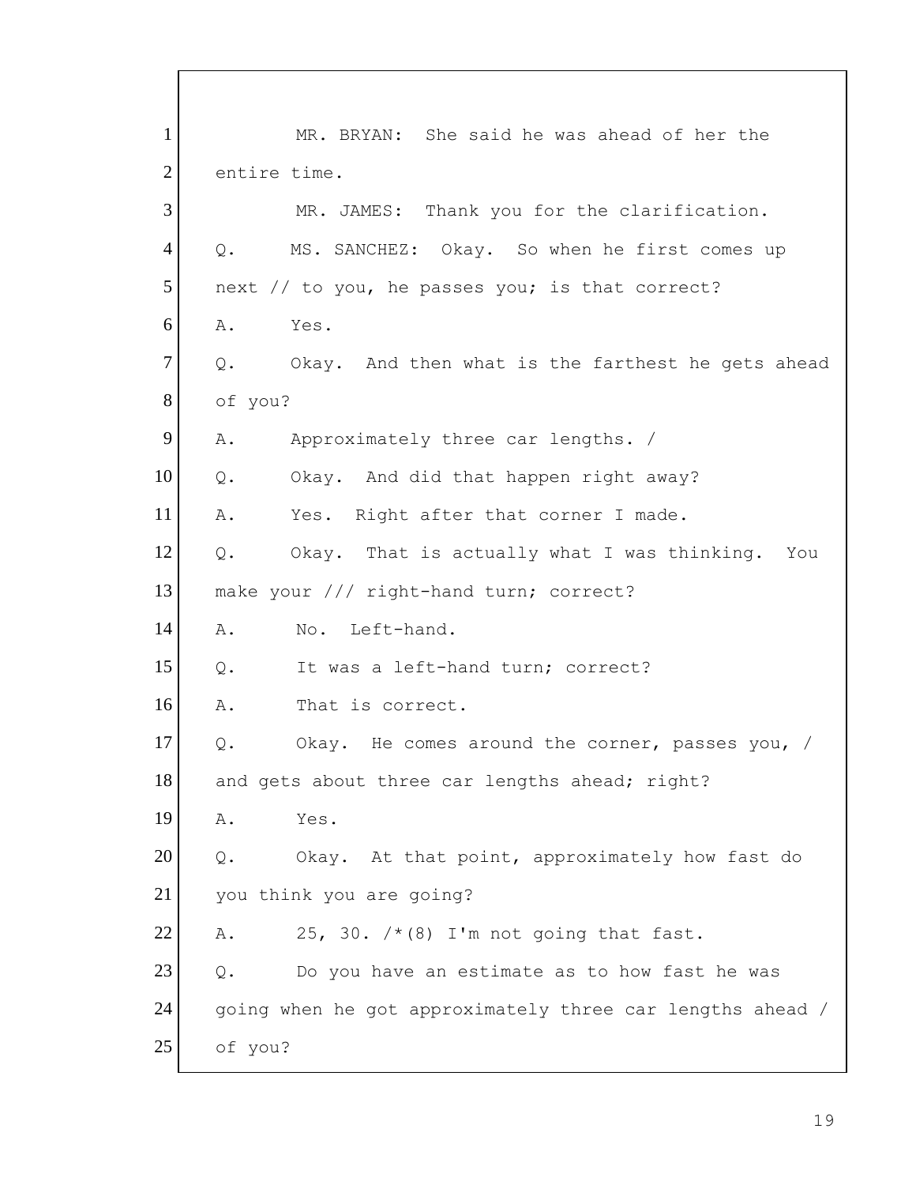1 MR. BRYAN: She said he was ahead of her the

2 entire time.

3 MR. JAMES: Thank you for the clarification.

4 Q. MS. SANCHEZ: Okay. So when he first comes up

5 next // to you, he passes you; is that correct?

6 A. Yes.

7 Q. Okay. And then what is the farthest he gets ahead

8 of you?

9 A. Approximately three car lengths. /

10 Q. Okay. And did that happen right away?

11 A. Yes. Right after that corner I made.

12 Q. Okay. That is actually what I was thinking. You

13 make your /// right-hand turn; correct?

14 A. No. Left-hand.

15 Q. It was a left-hand turn; correct?

16 A. That is correct.

17 Q. Okay. He comes around the corner, passes you, /

18 and gets about three car lengths ahead; right?

19 A. Yes.

20 Q. Okay. At that point, approximately how fast do

21 you think you are going?

22 A. 25, 30. /*(8) I'm not going that fast.

23 Q. Do you have an estimate as to how fast he was

24 going when he got approximately three car lengths ahead /

25 of you?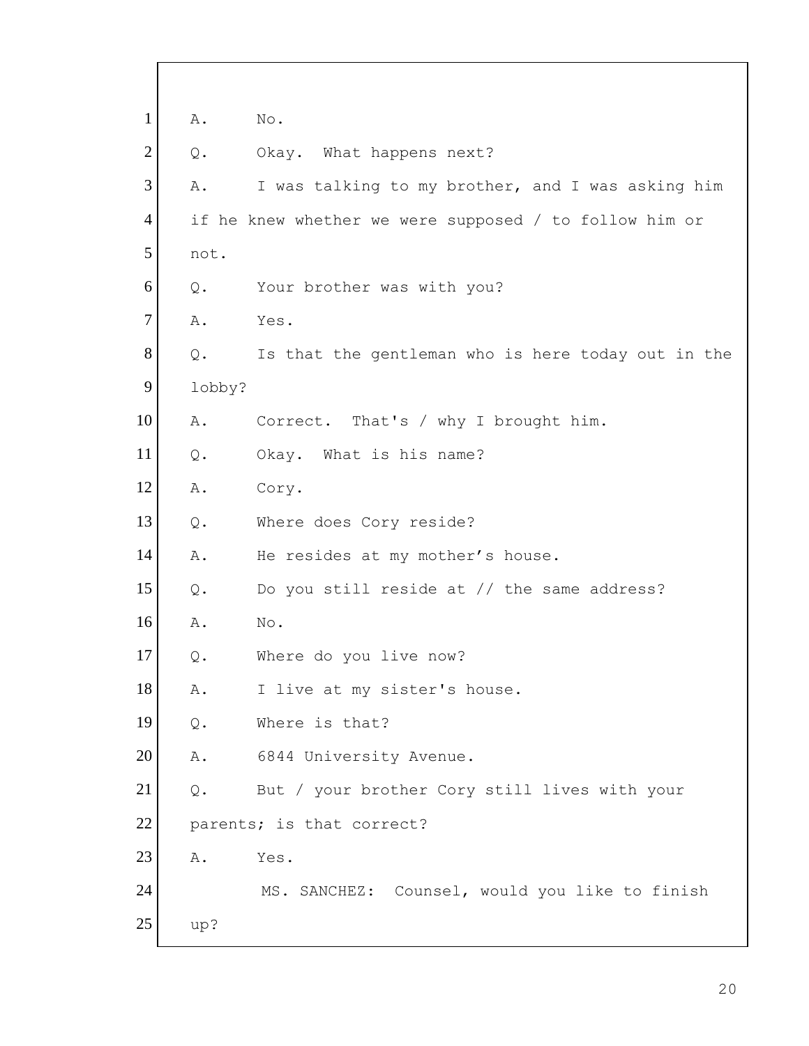1 A. No.

2 Q. Okay. What happens next?

3 A. I was talking to my brother, and I was asking him

4 if he knew whether we were supposed / to follow him or

5 not.

6 Q. Your brother was with you?

7 A. Yes.

8 Q. Is that the gentleman who is here today out in the

9 lobby?

10 A. Correct. That's / why I brought him.

11 Q. Okay. What is his name?

12 A. Cory.

13 Q. Where does Cory reside?

14 A. He resides at my mother’s house.

15 Q. Do you still reside at // the same address?

16 A. No.

17 Q. Where do you live now?

18 A. I live at my sister's house.

19 Q. Where is that?

20 A. 6844 University Avenue.

21 Q. But / your brother Cory still lives with your

22 parents; is that correct?

23 A. Yes.

24 MS. SANCHEZ: Counsel, would you like to finish

25 up?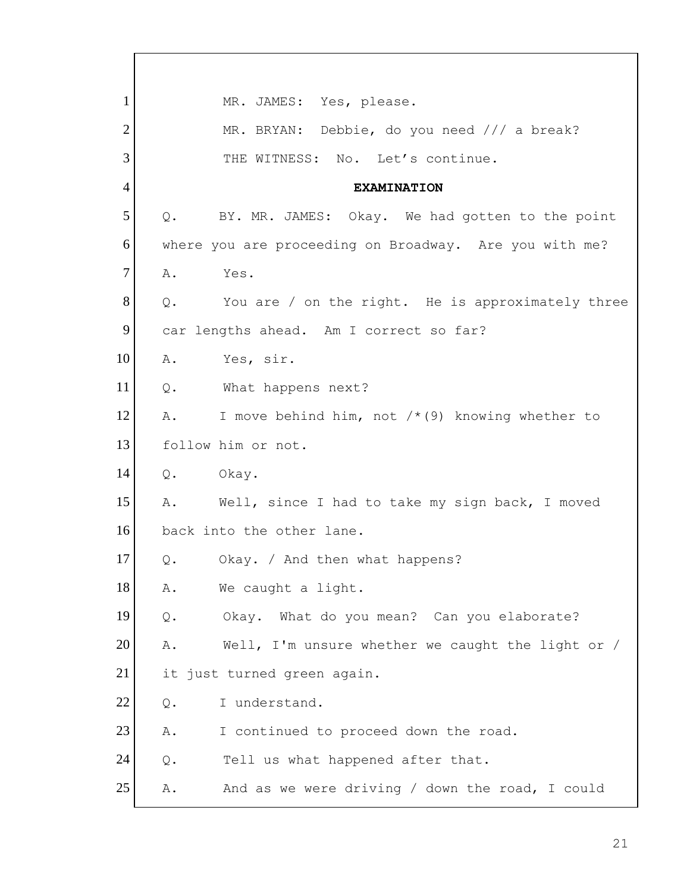1 MR. JAMES: Yes, please.

2 MR. BRYAN: Debbie, do you need /// a break?

3 THE WITNESS: No. Let's continue.

4 **EXAMINATION**

5 Q. BY. MR. JAMES: Okay. We had gotten to the point

6 where you are proceeding on Broadway. Are you with me?

7 A. Yes.

8 Q. You are / on the right. He is approximately three

9 car lengths ahead. Am I correct so far?

10 A. Yes, sir.

11 Q. What happens next?

12 A. I move behind him, not /*(9) knowing whether to

13 follow him or not.

14 Q. Okay.

15 A. Well, since I had to take my sign back, I moved

16 back into the other lane.

17 Q. Okay. / And then what happens?

18 A. We caught a light.

19 Q. Okay. What do you mean? Can you elaborate?

20 A. Well, I'm unsure whether we caught the light or /

21 it just turned green again.

22 Q. I understand.

23 A. I continued to proceed down the road.

24 Q. Tell us what happened after that.

25 A. And as we were driving / down the road, I could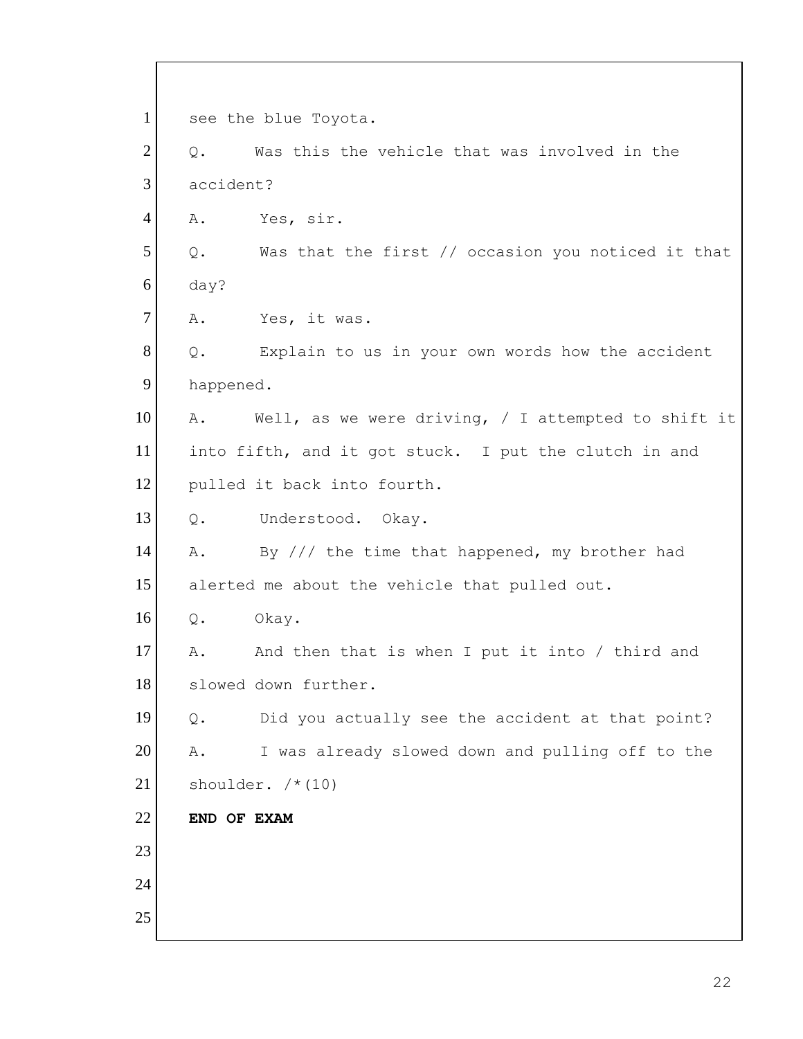see the blue Toyota.

Q. Was this the vehicle that was involved in the accident?

A. Yes, sir.

Q. Was that the first // occasion you noticed it that day?

A. Yes, it was.

Q. Explain to us in your own words how the accident happened.

A. Well, as we were driving, / I attempted to shift it into fifth, and it got stuck. I put the clutch in and pulled it back into fourth.

Q. Understood. Okay.

A. By /// the time that happened, my brother had alerted me about the vehicle that pulled out.

Q. Okay.

A. And then that is when I put it into / third and slowed down further.

Q. Did you actually see the accident at that point?

A. I was already slowed down and pulling off to the shoulder. /*(10)

**END OF EXAM**